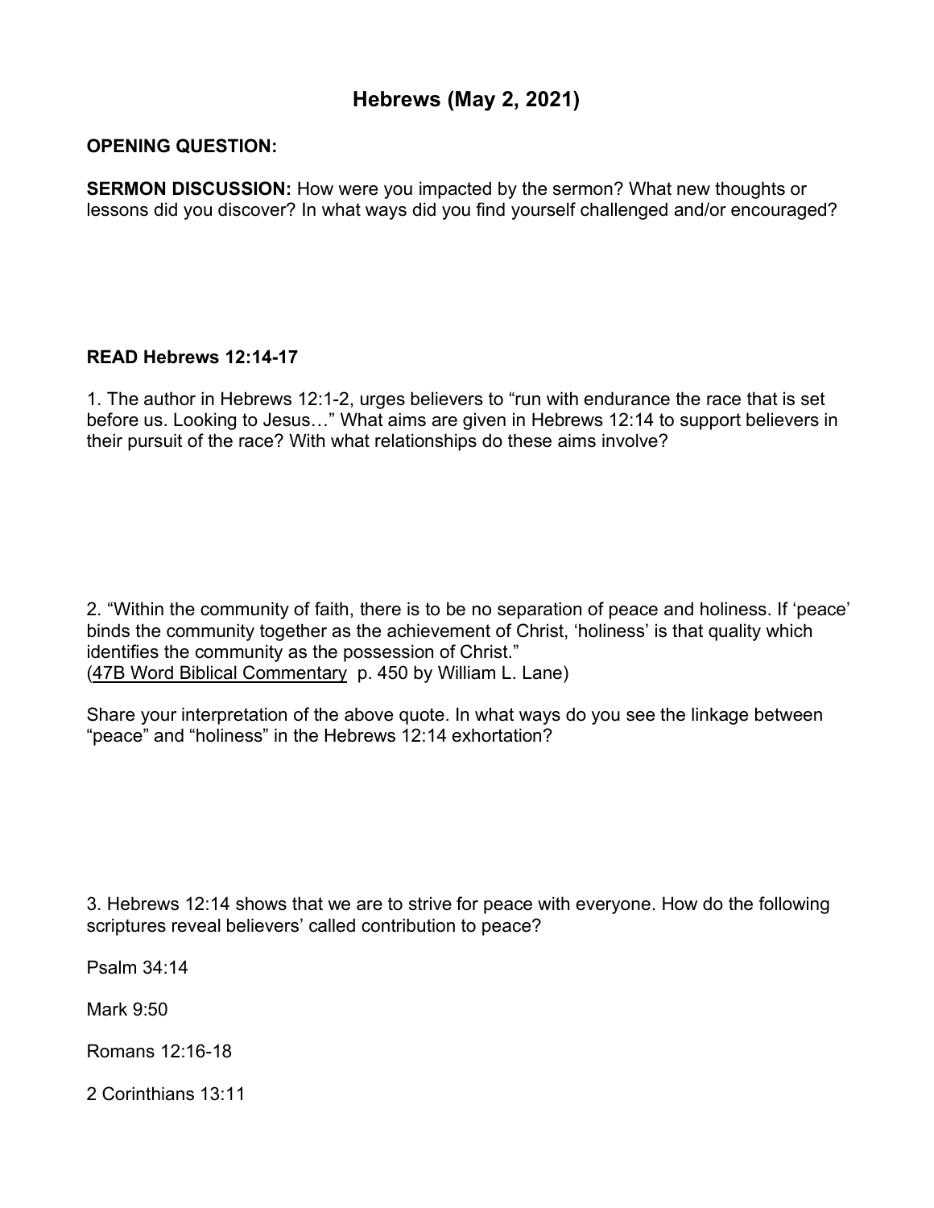# Hebrews (May 2, 2021)

**OPENING QUESTION:**

**SERMON DISCUSSION:** How were you impacted by the sermon? What new thoughts or lessons did you discover? In what ways did you find yourself challenged and/or encouraged?

**READ Hebrews 12:14-17**

1. The author in Hebrews 12:1-2, urges believers to "run with endurance the race that is set before us. Looking to Jesus…" What aims are given in Hebrews 12:14 to support believers in their pursuit of the race? With what relationships do these aims involve?

2. "Within the community of faith, there is to be no separation of peace and holiness. If 'peace' binds the community together as the achievement of Christ, 'holiness' is that quality which identifies the community as the possession of Christ."
(47B Word Biblical Commentary p. 450 by William L. Lane)

Share your interpretation of the above quote. In what ways do you see the linkage between "peace" and "holiness" in the Hebrews 12:14 exhortation?

3. Hebrews 12:14 shows that we are to strive for peace with everyone. How do the following scriptures reveal believers' called contribution to peace?

Psalm 34:14

Mark 9:50

Romans 12:16-18

2 Corinthians 13:11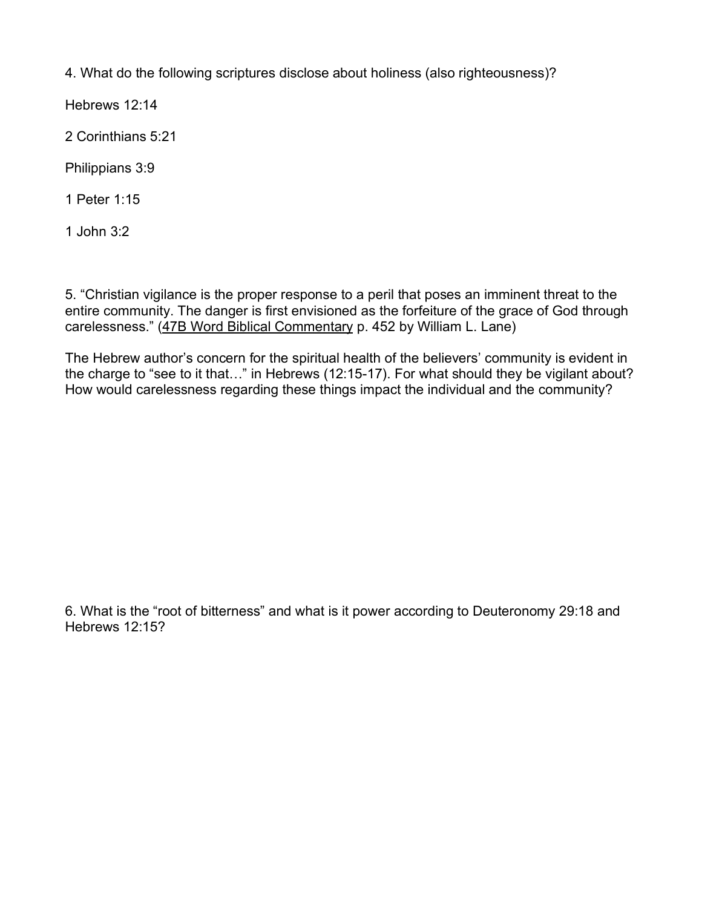4. What do the following scriptures disclose about holiness (also righteousness)?

Hebrews 12:14

2 Corinthians 5:21

Philippians 3:9

1 Peter 1:15

1 John 3:2

5. "Christian vigilance is the proper response to a peril that poses an imminent threat to the entire community. The danger is first envisioned as the forfeiture of the grace of God through carelessness." (<u>47B Word Biblical Commentary</u> p. 452 by William L. Lane)

The Hebrew author's concern for the spiritual health of the believers' community is evident in the charge to "see to it that…" in Hebrews (12:15-17). For what should they be vigilant about? How would carelessness regarding these things impact the individual and the community?

6. What is the "root of bitterness" and what is it power according to Deuteronomy 29:18 and Hebrews 12:15?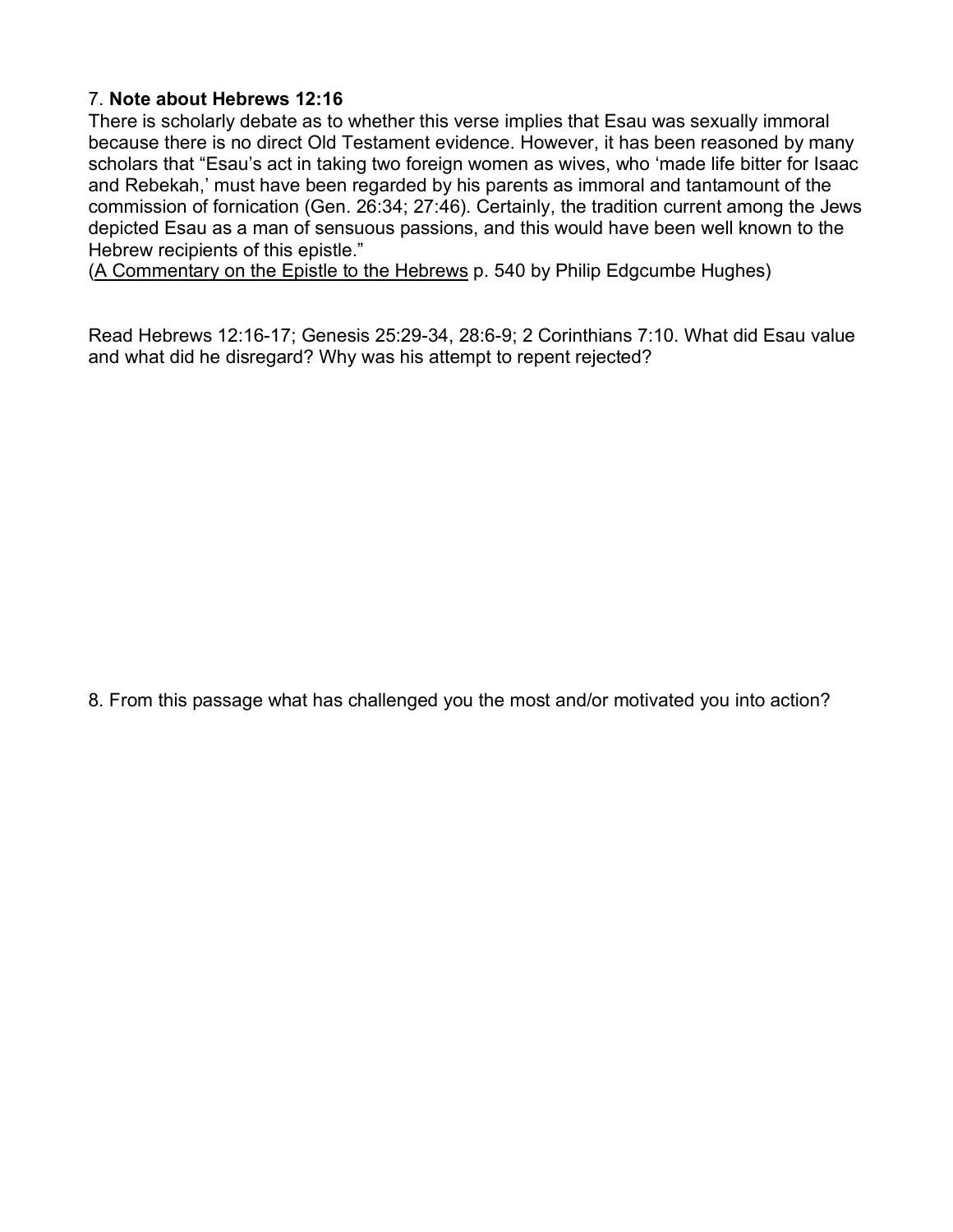7. **Note about Hebrews 12:16**

There is scholarly debate as to whether this verse implies that Esau was sexually immoral because there is no direct Old Testament evidence. However, it has been reasoned by many scholars that "Esau's act in taking two foreign women as wives, who 'made life bitter for Isaac and Rebekah,' must have been regarded by his parents as immoral and tantamount of the commission of fornication (Gen. 26:34; 27:46). Certainly, the tradition current among the Jews depicted Esau as a man of sensuous passions, and this would have been well known to the Hebrew recipients of this epistle."

(A Commentary on the Epistle to the Hebrews p. 540 by Philip Edgcumbe Hughes)

Read Hebrews 12:16-17; Genesis 25:29-34, 28:6-9; 2 Corinthians 7:10. What did Esau value and what did he disregard? Why was his attempt to repent rejected?

8. From this passage what has challenged you the most and/or motivated you into action?